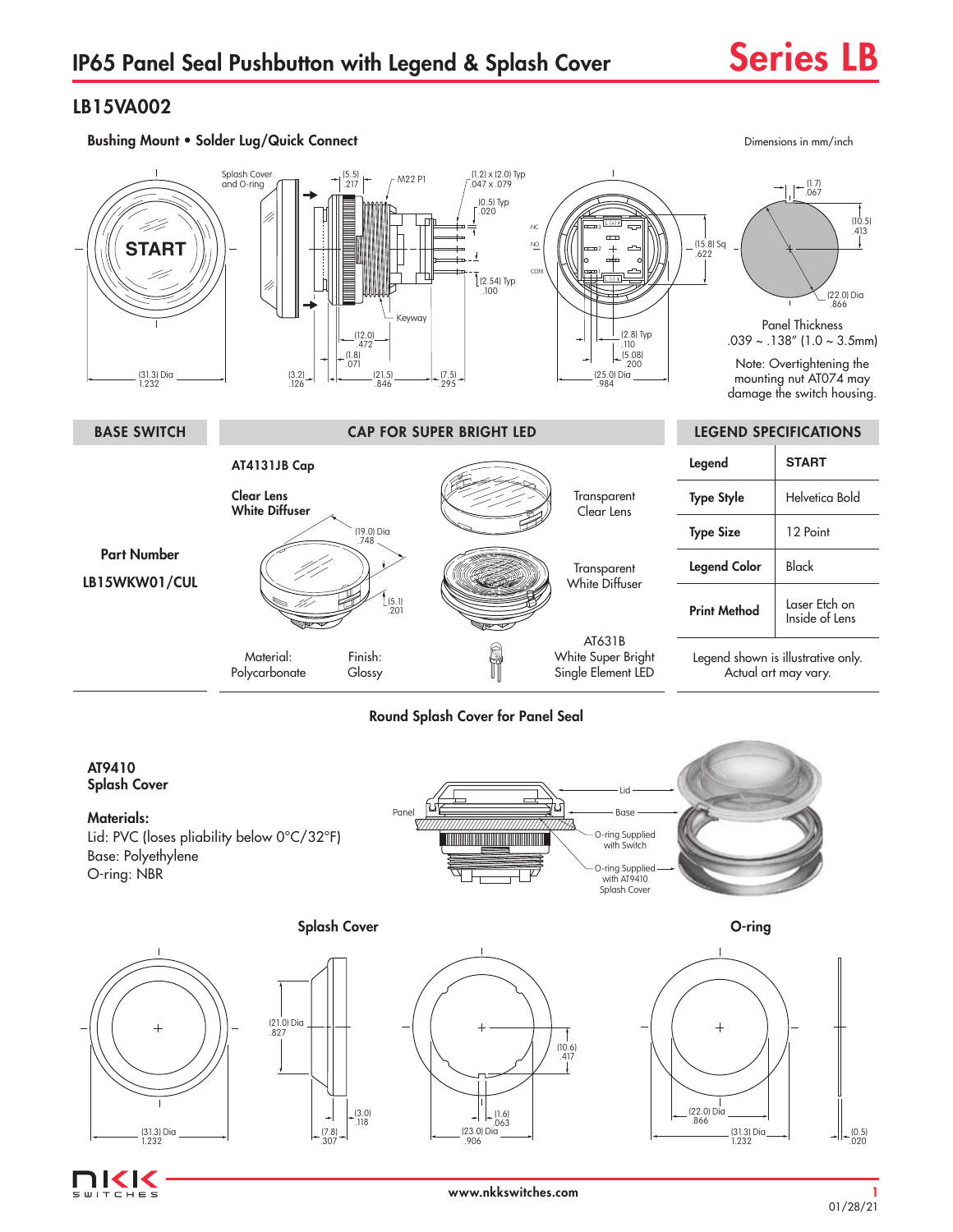# IP65 Panel Seal Pushbutton with Legend & Splash Cover

**Series LB**

## LB15VA002

**Bushing Mount • Solder Lug/Quick Connect**

Dimensions in mm/inch

Splash Cover and O-ring

(5.5) .217

M22 P1

(1.2) x (2.0) Typ .047 x .079

(0.5) Typ .020

(2.54) Typ .100

Keyway

(12.0) .472

(1.8) .071

(31.3) Dia 1.232

(3.2) .126

(21.5) .846

(7.5) .295

NC

NO

COM

(15.8) Sq .622

(2.8) Typ .110

(5.08) .200

(25.0) Dia .984

(1.7) .067

(10.5) .413

(22.0) Dia .866

Panel Thickness .039 ~ .138" (1.0 ~ 3.5mm)

Note: Overtightening the mounting nut AT074 may damage the switch housing.

| BASE SWITCH | CAP FOR SUPER BRIGHT LED |
|---|---|
| Part Number LB15WKW01/CUL | **AT4131JB Cap** — **Clear Lens White Diffuser** (19.0) Dia .748; (5.1) .201. Transparent Clear Lens; Transparent White Diffuser. Material: Polycarbonate; Finish: Glossy. AT631B White Super Bright Single Element LED |

| LEGEND SPECIFICATIONS | |
|---|---|
| Legend | START |
| Type Style | Helvetica Bold |
| Type Size | 12 Point |
| Legend Color | Black |
| Print Method | Laser Etch on Inside of Lens |

Legend shown is illustrative only. Actual art may vary.

### Round Splash Cover for Panel Seal

**AT9410**
**Splash Cover**

**Materials:**
Lid: PVC (loses pliability below 0°C/32°F)
Base: Polyethylene
O-ring: NBR

Panel — Lid — Base — O-ring Supplied with Switch — O-ring Supplied with AT9410 Splash Cover

**Splash Cover**

(31.3) Dia 1.232

(21.0) Dia .827

(3.0) .118

(7.8) .307

(10.6) .417

(1.6) .063

(23.0) Dia .906

**O-ring**

(22.0) Dia .866

(31.3) Dia 1.232

(0.5) .020

www.nkkswitches.com

01/28/21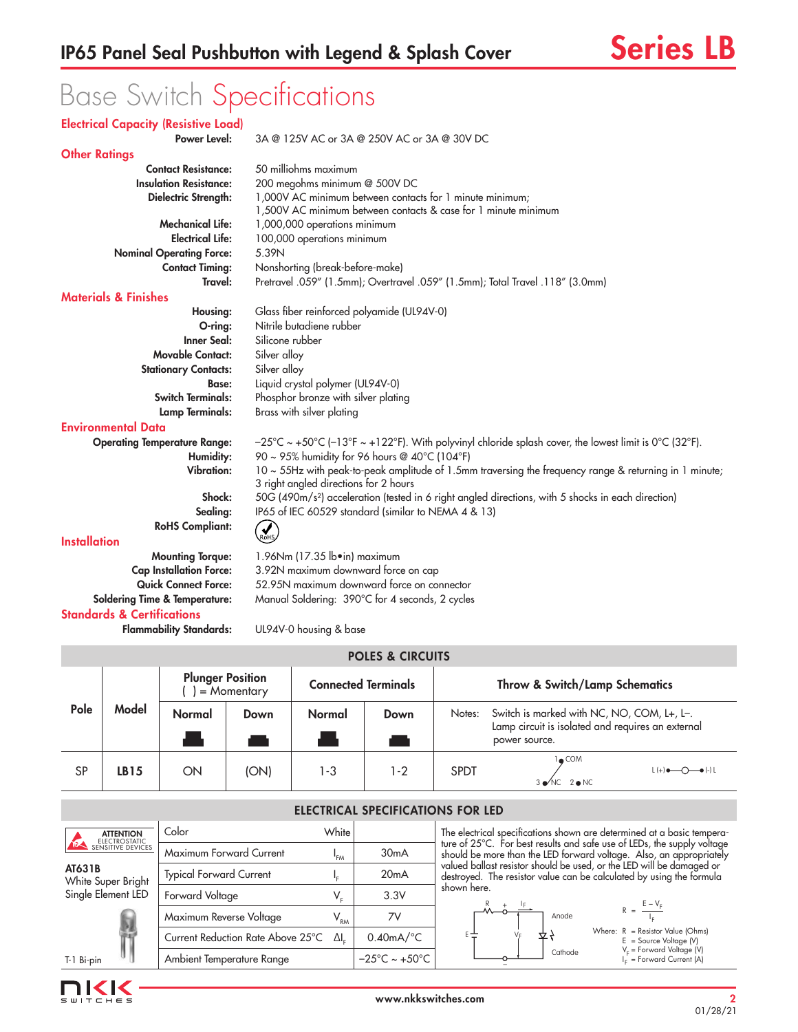# IP65 Panel Seal Pushbutton with Legend & Splash Cover

# Series LB

## Base Switch Specifications

### Electrical Capacity (Resistive Load)

**Power Level:** 3A @ 125V AC or 3A @ 250V AC or 3A @ 30V DC

### Other Ratings

**Contact Resistance:** 50 milliohms maximum
**Insulation Resistance:** 200 megohms minimum @ 500V DC
**Dielectric Strength:** 1,000V AC minimum between contacts for 1 minute minimum; 1,500V AC minimum between contacts & case for 1 minute minimum
**Mechanical Life:** 1,000,000 operations minimum
**Electrical Life:** 100,000 operations minimum
**Nominal Operating Force:** 5.39N
**Contact Timing:** Nonshorting (break-before-make)
**Travel:** Pretravel .059" (1.5mm); Overtravel .059" (1.5mm); Total Travel .118" (3.0mm)

### Materials & Finishes

**Housing:** Glass fiber reinforced polyamide (UL94V-0)
**O-ring:** Nitrile butadiene rubber
**Inner Seal:** Silicone rubber
**Movable Contact:** Silver alloy
**Stationary Contacts:** Silver alloy
**Base:** Liquid crystal polymer (UL94V-0)
**Switch Terminals:** Phosphor bronze with silver plating
**Lamp Terminals:** Brass with silver plating

### Environmental Data

**Operating Temperature Range:** –25°C ~ +50°C (–13°F ~ +122°F). With polyvinyl chloride splash cover, the lowest limit is 0°C (32°F).
**Humidity:** 90 ~ 95% humidity for 96 hours @ 40°C (104°F)
**Vibration:** 10 ~ 55Hz with peak-to-peak amplitude of 1.5mm traversing the frequency range & returning in 1 minute; 3 right angled directions for 2 hours
**Shock:** 50G (490m/s²) acceleration (tested in 6 right angled directions, with 5 shocks in each direction)
**Sealing:** IP65 of IEC 60529 standard (similar to NEMA 4 & 13)
**RoHS Compliant:** RoHS

### Installation

**Mounting Torque:** 1.96Nm (17.35 lb•in) maximum
**Cap Installation Force:** 3.92N maximum downward force on cap
**Quick Connect Force:** 52.95N maximum downward force on connector
**Soldering Time & Temperature:** Manual Soldering: 390°C for 4 seconds, 2 cycles

### Standards & Certifications

**Flammability Standards:** UL94V-0 housing & base

## POLES & CIRCUITS

| Pole | Model | Plunger Position ( ) = Momentary | | Connected Terminals | | Throw & Switch/Lamp Schematics |
|---|---|---|---|---|---|---|
| | | Normal | Down | Normal | Down | Notes: Switch is marked with NC, NO, COM, L+, L–. Lamp circuit is isolated and requires an external power source. |
| SP | **LB15** | ON | (ON) | 1-3 | 1-2 | SPDT — 1 COM, 3 NC, 2 NC; L (+) — (–) L |

## ELECTRICAL SPECIFICATIONS FOR LED

ATTENTION: ELECTROSTATIC SENSITIVE DEVICES

**AT631B**
White Super Bright Single Element LED
T-1 Bi-pin

| | | |
|---|---|---|
| Color | | White |
| Maximum Forward Current | $I_{FM}$ | 30mA |
| Typical Forward Current | $I_F$ | 20mA |
| Forward Voltage | $V_F$ | 3.3V |
| Maximum Reverse Voltage | $V_{RM}$ | 7V |
| Current Reduction Rate Above 25°C | $\Delta I_F$ | 0.40mA/°C |
| Ambient Temperature Range | | –25°C ~ +50°C |

The electrical specifications shown are determined at a basic temperature of 25°C. For best results and safe use of LEDs, the supply voltage should be more than the LED forward voltage. Also, an appropriately valued ballast resistor should be used, or the LED will be damaged or destroyed. The resistor value can be calculated by using the formula shown here.

$$R = \frac{E - V_F}{I_F}$$

Where: R = Resistor Value (Ohms)
E = Source Voltage (V)
$V_F$ = Forward Voltage (V)
$I_F$ = Forward Current (A)

R, +, $I_F$, Anode, E, $V_F$, Cathode, –

www.nkkswitches.com

01/28/21